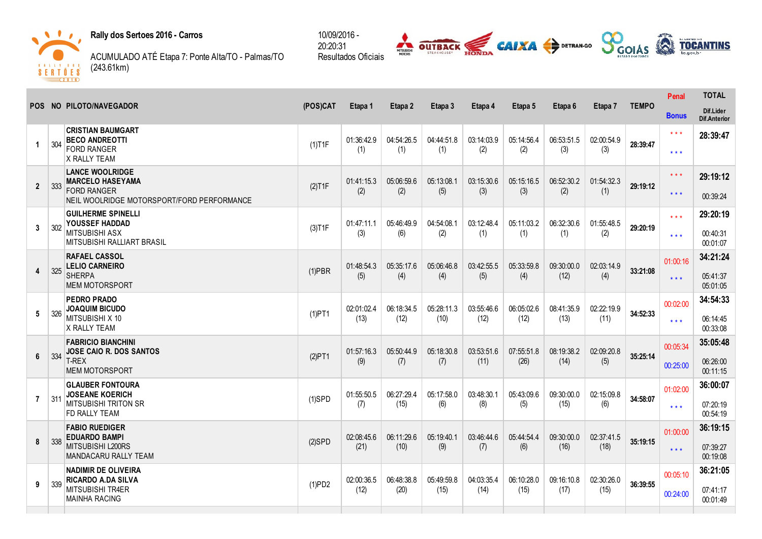**Rally dos Sertoes 2016 - Carros**

ACUMULADO ATÉ Etapa 7: Ponte Alta/TO - Palmas/TO (243.61km)

10/09/2016 - 20:20:31
Resultados Oficiais

| POS | NO | PILOTO/NAVEGADOR | (POS)CAT | Etapa 1 | Etapa 2 | Etapa 3 | Etapa 4 | Etapa 5 | Etapa 6 | Etapa 7 | TEMPO | Penal / Bonus | TOTAL / Dif.Lider / Dif.Anterior |
|---|---|---|---|---|---|---|---|---|---|---|---|---|---|
| 1 | 304 | **CRISTIAN BAUMGART** **BECO ANDREOTTI** FORD RANGER X RALLY TEAM | (1)T1F | 01:36:42.9 (1) | 04:54:26.5 (1) | 04:44:51.8 (1) | 03:14:03.9 (2) | 05:14:56.4 (2) | 06:53:51.5 (3) | 02:00:54.9 (3) | 28:39:47 | \* \* \* / \* \* \* | **28:39:47** |
| 2 | 333 | **LANCE WOOLRIDGE** **MARCELO HASEYAMA** FORD RANGER NEIL WOOLRIDGE MOTORSPORT/FORD PERFORMANCE | (2)T1F | 01:41:15.3 (2) | 05:06:59.6 (2) | 05:13:08.1 (5) | 03:15:30.6 (3) | 05:15:16.5 (3) | 06:52:30.2 (2) | 01:54:32.3 (1) | 29:19:12 | \* \* \* / \* \* \* | **29:19:12** 00:39:24 |
| 3 | 302 | **GUILHERME SPINELLI** **YOUSSEF HADDAD** MITSUBISHI ASX MITSUBISHI RALLIART BRASIL | (3)T1F | 01:47:11.1 (3) | 05:46:49.9 (6) | 04:54:08.1 (2) | 03:12:48.4 (1) | 05:11:03.2 (1) | 06:32:30.6 (1) | 01:55:48.5 (2) | 29:20:19 | \* \* \* / \* \* \* | **29:20:19** 00:40:31 00:01:07 |
| 4 | 325 | **RAFAEL CASSOL** **LELIO CARNEIRO** SHERPA MEM MOTORSPORT | (1)PBR | 01:48:54.3 (5) | 05:35:17.6 (4) | 05:06:46.8 (4) | 03:42:55.5 (5) | 05:33:59.8 (4) | 09:30:00.0 (12) | 02:03:14.9 (4) | 33:21:08 | 01:00:16 / \* \* \* | **34:21:24** 05:41:37 05:01:05 |
| 5 | 326 | **PEDRO PRADO** **JOAQUIM BICUDO** MITSUBISHI X 10 X RALLY TEAM | (1)PT1 | 02:01:02.4 (13) | 06:18:34.5 (12) | 05:28:11.3 (10) | 03:55:46.6 (12) | 06:05:02.6 (12) | 08:41:35.9 (13) | 02:22:19.9 (11) | 34:52:33 | 00:02:00 / \* \* \* | **34:54:33** 06:14:45 00:33:08 |
| 6 | 334 | **FABRICIO BIANCHINI** **JOSE CAIO R. DOS SANTOS** T-REX MEM MOTORSPORT | (2)PT1 | 01:57:16.3 (9) | 05:50:44.9 (7) | 05:18:30.8 (7) | 03:53:51.6 (11) | 07:55:51.8 (26) | 08:19:38.2 (14) | 02:09:20.8 (5) | 35:25:14 | 00:05:34 / 00:25:00 | **35:05:48** 06:26:00 00:11:15 |
| 7 | 311 | **GLAUBER FONTOURA** **JOSEANE KOERICH** MITSUBISHI TRITON SR FD RALLY TEAM | (1)SPD | 01:55:50.5 (7) | 06:27:29.4 (15) | 05:17:58.0 (6) | 03:48:30.1 (8) | 05:43:09.6 (5) | 09:30:00.0 (15) | 02:15:09.8 (6) | 34:58:07 | 01:02:00 / \* \* \* | **36:00:07** 07:20:19 00:54:19 |
| 8 | 338 | **FABIO RUEDIGER** **EDUARDO BAMPI** MITSUBISHI L200RS MANDACARU RALLY TEAM | (2)SPD | 02:08:45.6 (21) | 06:11:29.6 (10) | 05:19:40.1 (9) | 03:46:44.6 (7) | 05:44:54.4 (6) | 09:30:00.0 (16) | 02:37:41.5 (18) | 35:19:15 | 01:00:00 / \* \* \* | **36:19:15** 07:39:27 00:19:08 |
| 9 | 339 | **NADIMIR DE OLIVEIRA** **RICARDO A.DA SILVA** MITSUBISHI TR4ER MAINHA RACING | (1)PD2 | 02:00:36.5 (12) | 06:48:38.8 (20) | 05:49:59.8 (15) | 04:03:35.4 (14) | 06:10:28.0 (15) | 09:16:10.8 (17) | 02:30:26.0 (15) | 36:39:55 | 00:05:10 / 00:24:00 | **36:21:05** 07:41:17 00:01:49 |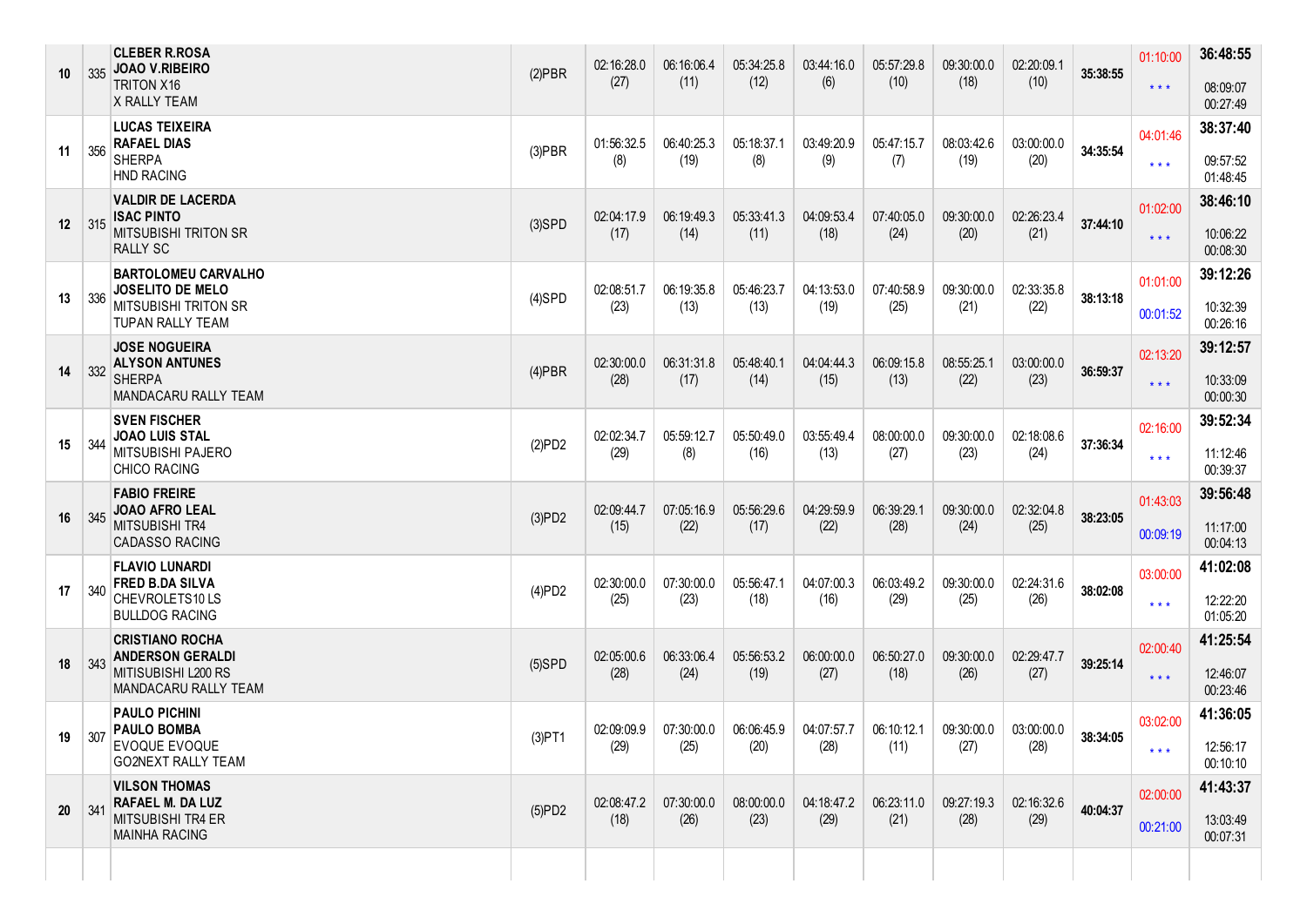| | | | | | | | | | | | | | |
|---|---|---|---|---|---|---|---|---|---|---|---|---|---|
| 10 | 335 | **CLEBER R.ROSA**<br>**JOAO V.RIBEIRO**<br>TRITON X16<br>X RALLY TEAM | (2)PBR | 02:16:28.0<br>(27) | 06:16:06.4<br>(11) | 05:34:25.8<br>(12) | 03:44:16.0<br>(6) | 05:57:29.8<br>(10) | 09:30:00.0<br>(18) | 02:20:09.1<br>(10) | **35:38:55** | 01:10:00<br>* * * | **36:48:55**<br>08:09:07<br>00:27:49 |
| 11 | 356 | **LUCAS TEIXEIRA**<br>**RAFAEL DIAS**<br>SHERPA<br>HND RACING | (3)PBR | 01:56:32.5<br>(8) | 06:40:25.3<br>(19) | 05:18:37.1<br>(8) | 03:49:20.9<br>(9) | 05:47:15.7<br>(7) | 08:03:42.6<br>(19) | 03:00:00.0<br>(20) | **34:35:54** | 04:01:46<br>* * * | **38:37:40**<br>09:57:52<br>01:48:45 |
| 12 | 315 | **VALDIR DE LACERDA**<br>**ISAC PINTO**<br>MITSUBISHI TRITON SR<br>RALLY SC | (3)SPD | 02:04:17.9<br>(17) | 06:19:49.3<br>(14) | 05:33:41.3<br>(11) | 04:09:53.4<br>(18) | 07:40:05.0<br>(24) | 09:30:00.0<br>(20) | 02:26:23.4<br>(21) | **37:44:10** | 01:02:00<br>* * * | **38:46:10**<br>10:06:22<br>00:08:30 |
| 13 | 336 | **BARTOLOMEU CARVALHO**<br>**JOSELITO DE MELO**<br>MITSUBISHI TRITON SR<br>TUPAN RALLY TEAM | (4)SPD | 02:08:51.7<br>(23) | 06:19:35.8<br>(13) | 05:46:23.7<br>(13) | 04:13:53.0<br>(19) | 07:40:58.9<br>(25) | 09:30:00.0<br>(21) | 02:33:35.8<br>(22) | **38:13:18** | 01:01:00<br>00:01:52 | **39:12:26**<br>10:32:39<br>00:26:16 |
| 14 | 332 | **JOSE NOGUEIRA**<br>**ALYSON ANTUNES**<br>SHERPA<br>MANDACARU RALLY TEAM | (4)PBR | 02:30:00.0<br>(28) | 06:31:31.8<br>(17) | 05:48:40.1<br>(14) | 04:04:44.3<br>(15) | 06:09:15.8<br>(13) | 08:55:25.1<br>(22) | 03:00:00.0<br>(23) | **36:59:37** | 02:13:20<br>* * * | **39:12:57**<br>10:33:09<br>00:00:30 |
| 15 | 344 | **SVEN FISCHER**<br>**JOAO LUIS STAL**<br>MITSUBISHI PAJERO<br>CHICO RACING | (2)PD2 | 02:02:34.7<br>(29) | 05:59:12.7<br>(8) | 05:50:49.0<br>(16) | 03:55:49.4<br>(13) | 08:00:00.0<br>(27) | 09:30:00.0<br>(23) | 02:18:08.6<br>(24) | **37:36:34** | 02:16:00<br>* * * | **39:52:34**<br>11:12:46<br>00:39:37 |
| 16 | 345 | **FABIO FREIRE**<br>**JOAO AFRO LEAL**<br>MITSUBISHI TR4<br>CADASSO RACING | (3)PD2 | 02:09:44.7<br>(15) | 07:05:16.9<br>(22) | 05:56:29.6<br>(17) | 04:29:59.9<br>(22) | 06:39:29.1<br>(28) | 09:30:00.0<br>(24) | 02:32:04.8<br>(25) | **38:23:05** | 01:43:03<br>00:09:19 | **39:56:48**<br>11:17:00<br>00:04:13 |
| 17 | 340 | **FLAVIO LUNARDI**<br>**FRED B.DA SILVA**<br>CHEVROLETS10 LS<br>BULLDOG RACING | (4)PD2 | 02:30:00.0<br>(25) | 07:30:00.0<br>(23) | 05:56:47.1<br>(18) | 04:07:00.3<br>(16) | 06:03:49.2<br>(29) | 09:30:00.0<br>(25) | 02:24:31.6<br>(26) | **38:02:08** | 03:00:00<br>* * * | **41:02:08**<br>12:22:20<br>01:05:20 |
| 18 | 343 | **CRISTIANO ROCHA**<br>**ANDERSON GERALDI**<br>MITISUBISHI L200 RS<br>MANDACARU RALLY TEAM | (5)SPD | 02:05:00.6<br>(28) | 06:33:06.4<br>(24) | 05:56:53.2<br>(19) | 06:00:00.0<br>(27) | 06:50:27.0<br>(18) | 09:30:00.0<br>(26) | 02:29:47.7<br>(27) | **39:25:14** | 02:00:40<br>* * * | **41:25:54**<br>12:46:07<br>00:23:46 |
| 19 | 307 | **PAULO PICHINI**<br>**PAULO BOMBA**<br>EVOQUE EVOQUE<br>GO2NEXT RALLY TEAM | (3)PT1 | 02:09:09.9<br>(29) | 07:30:00.0<br>(25) | 06:06:45.9<br>(20) | 04:07:57.7<br>(28) | 06:10:12.1<br>(11) | 09:30:00.0<br>(27) | 03:00:00.0<br>(28) | **38:34:05** | 03:02:00<br>* * * | **41:36:05**<br>12:56:17<br>00:10:10 |
| 20 | 341 | **VILSON THOMAS**<br>**RAFAEL M. DA LUZ**<br>MITSUBISHI TR4 ER<br>MAINHA RACING | (5)PD2 | 02:08:47.2<br>(18) | 07:30:00.0<br>(26) | 08:00:00.0<br>(23) | 04:18:47.2<br>(29) | 06:23:11.0<br>(21) | 09:27:19.3<br>(28) | 02:16:32.6<br>(29) | **40:04:37** | 02:00:00<br>00:21:00 | **41:43:37**<br>13:03:49<br>00:07:31 |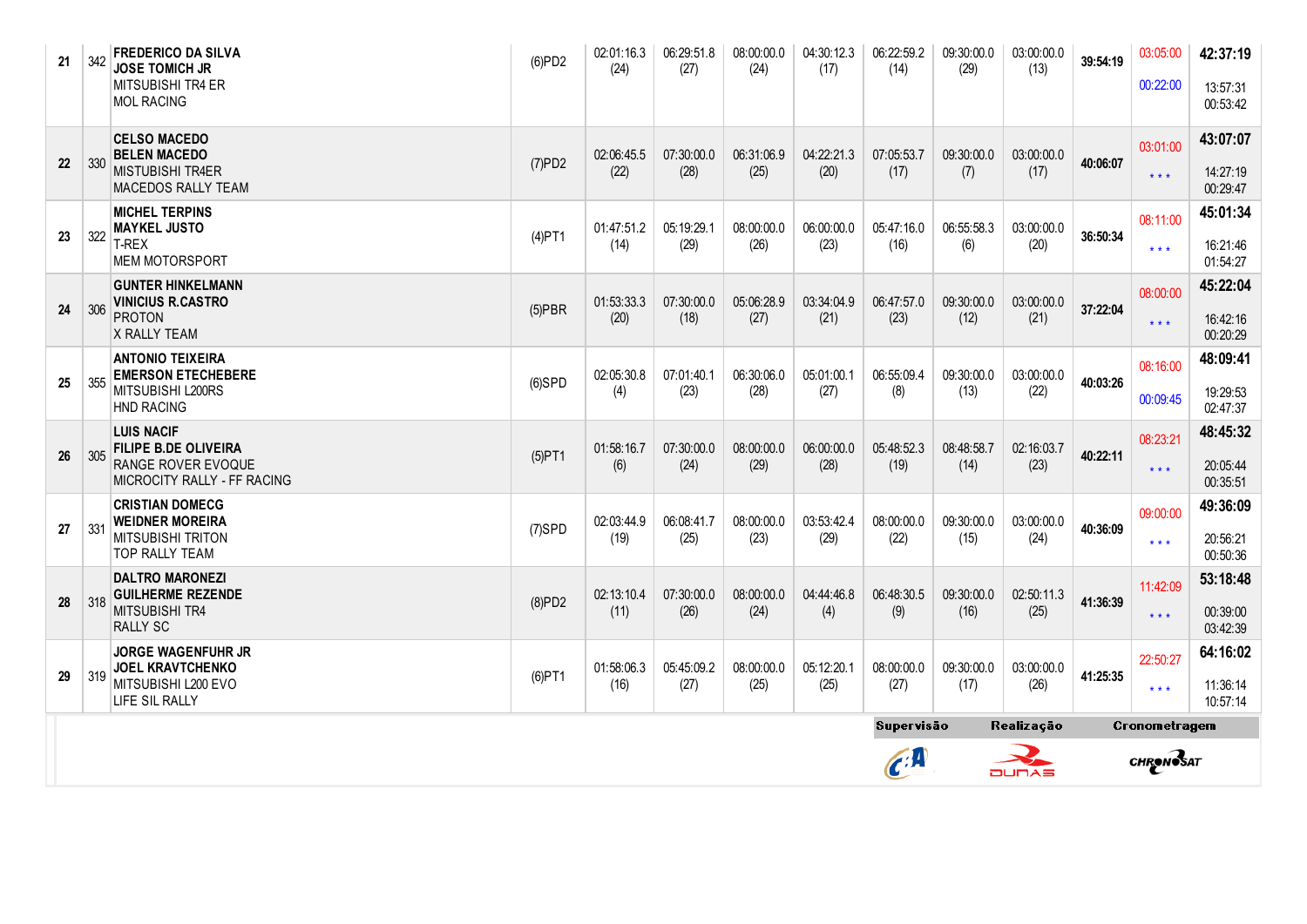| | | | | | | | | | | | | | |
|---|---|---|---|---|---|---|---|---|---|---|---|---|---|
| 21 | 342 | **FREDERICO DA SILVA**<br>**JOSE TOMICH JR**<br>MITSUBISHI TR4 ER<br>MOL RACING | (6)PD2 | 02:01:16.3<br>(24) | 06:29:51.8<br>(27) | 08:00:00.0<br>(24) | 04:30:12.3<br>(17) | 06:22:59.2<br>(14) | 09:30:00.0<br>(29) | 03:00:00.0<br>(13) | **39:54:19** | 03:05:00<br>00:22:00 | **42:37:19**<br>13:57:31<br>00:53:42 |
| 22 | 330 | **CELSO MACEDO**<br>**BELEN MACEDO**<br>MISTUBISHI TR4ER<br>MACEDOS RALLY TEAM | (7)PD2 | 02:06:45.5<br>(22) | 07:30:00.0<br>(28) | 06:31:06.9<br>(25) | 04:22:21.3<br>(20) | 07:05:53.7<br>(17) | 09:30:00.0<br>(7) | 03:00:00.0<br>(17) | **40:06:07** | 03:01:00<br>* * * | **43:07:07**<br>14:27:19<br>00:29:47 |
| 23 | 322 | **MICHEL TERPINS**<br>**MAYKEL JUSTO**<br>T-REX<br>MEM MOTORSPORT | (4)PT1 | 01:47:51.2<br>(14) | 05:19:29.1<br>(29) | 08:00:00.0<br>(26) | 06:00:00.0<br>(23) | 05:47:16.0<br>(16) | 06:55:58.3<br>(6) | 03:00:00.0<br>(20) | **36:50:34** | 08:11:00<br>* * * | **45:01:34**<br>16:21:46<br>01:54:27 |
| 24 | 306 | **GUNTER HINKELMANN**<br>**VINICIUS R.CASTRO**<br>PROTON<br>X RALLY TEAM | (5)PBR | 01:53:33.3<br>(20) | 07:30:00.0<br>(18) | 05:06:28.9<br>(27) | 03:34:04.9<br>(21) | 06:47:57.0<br>(23) | 09:30:00.0<br>(12) | 03:00:00.0<br>(21) | **37:22:04** | 08:00:00<br>* * * | **45:22:04**<br>16:42:16<br>00:20:29 |
| 25 | 355 | **ANTONIO TEIXEIRA**<br>**EMERSON ETECHEBERE**<br>MITSUBISHI L200RS<br>HND RACING | (6)SPD | 02:05:30.8<br>(4) | 07:01:40.1<br>(23) | 06:30:06.0<br>(28) | 05:01:00.1<br>(27) | 06:55:09.4<br>(8) | 09:30:00.0<br>(13) | 03:00:00.0<br>(22) | **40:03:26** | 08:16:00<br>00:09:45 | **48:09:41**<br>19:29:53<br>02:47:37 |
| 26 | 305 | **LUIS NACIF**<br>**FILIPE B.DE OLIVEIRA**<br>RANGE ROVER EVOQUE<br>MICROCITY RALLY - FF RACING | (5)PT1 | 01:58:16.7<br>(6) | 07:30:00.0<br>(24) | 08:00:00.0<br>(29) | 06:00:00.0<br>(28) | 05:48:52.3<br>(19) | 08:48:58.7<br>(14) | 02:16:03.7<br>(23) | **40:22:11** | 08:23:21<br>* * * | **48:45:32**<br>20:05:44<br>00:35:51 |
| 27 | 331 | **CRISTIAN DOMECG**<br>**WEIDNER MOREIRA**<br>MITSUBISHI TRITON<br>TOP RALLY TEAM | (7)SPD | 02:03:44.9<br>(19) | 06:08:41.7<br>(25) | 08:00:00.0<br>(23) | 03:53:42.4<br>(29) | 08:00:00.0<br>(22) | 09:30:00.0<br>(15) | 03:00:00.0<br>(24) | **40:36:09** | 09:00:00<br>* * * | **49:36:09**<br>20:56:21<br>00:50:36 |
| 28 | 318 | **DALTRO MARONEZI**<br>**GUILHERME REZENDE**<br>MITSUBISHI TR4<br>RALLY SC | (8)PD2 | 02:13:10.4<br>(11) | 07:30:00.0<br>(26) | 08:00:00.0<br>(24) | 04:44:46.8<br>(4) | 06:48:30.5<br>(9) | 09:30:00.0<br>(16) | 02:50:11.3<br>(25) | **41:36:39** | 11:42:09<br>* * * | **53:18:48**<br>00:39:00<br>03:42:39 |
| 29 | 319 | **JORGE WAGENFUHR JR**<br>**JOEL KRAVTCHENKO**<br>MITSUBISHI L200 EVO<br>LIFE SIL RALLY | (6)PT1 | 01:58:06.3<br>(16) | 05:45:09.2<br>(27) | 08:00:00.0<br>(25) | 05:12:20.1<br>(25) | 08:00:00.0<br>(27) | 09:30:00.0<br>(17) | 03:00:00.0<br>(26) | **41:25:35** | 22:50:27<br>* * * | **64:16:02**<br>11:36:14<br>10:57:14 |

**Supervisão** CBA　**Realização** DUNAS　**Cronometragem** CHRONOSAT